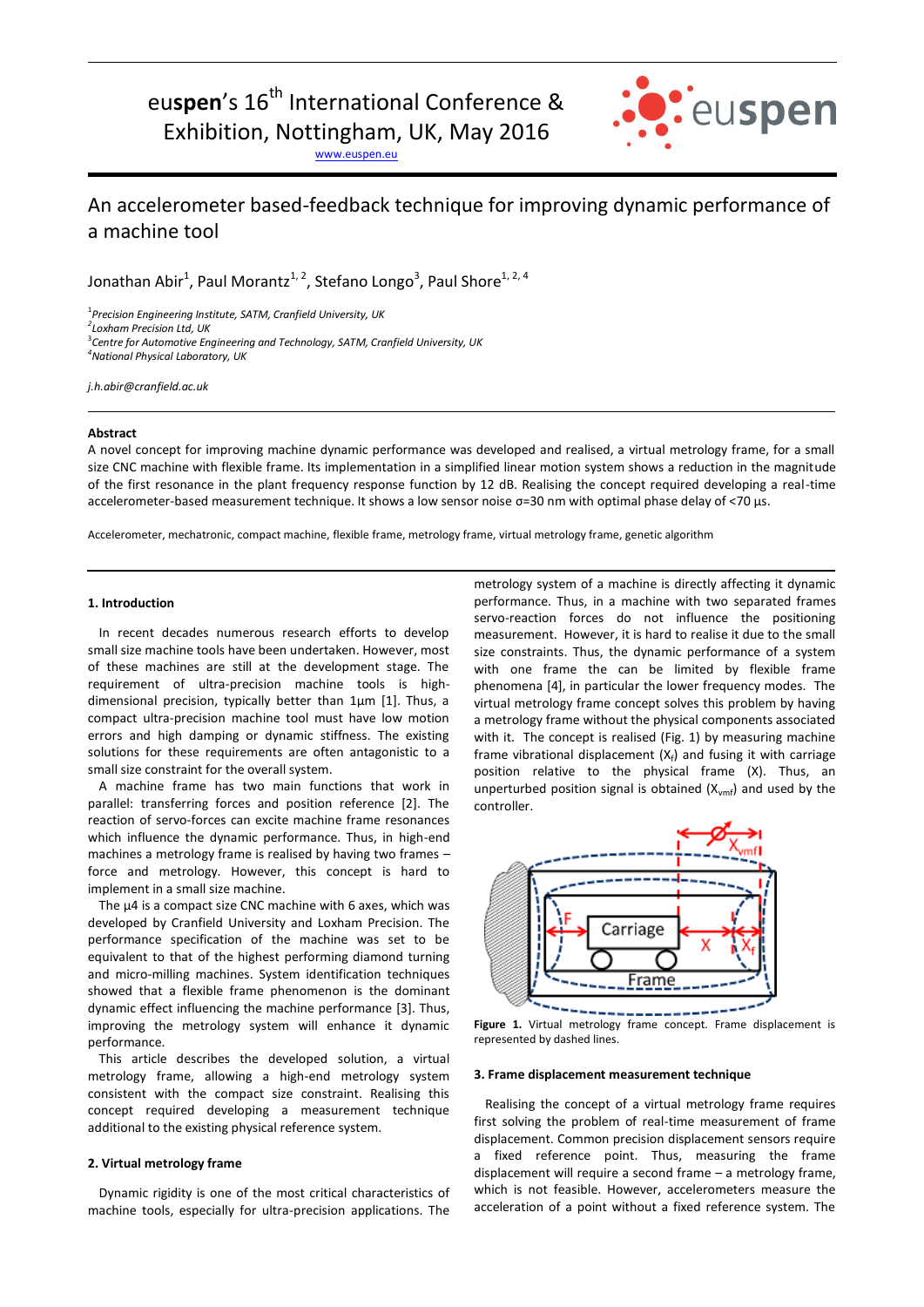euspen's 16th International Conference & Exhibition, Nottingham, UK, May 2016

www.euspen.eu

# An accelerometer based-feedback technique for improving dynamic performance of a machine tool

Jonathan Abir[1], Paul Morantz[1, 2], Stefano Longo[3], Paul Shore[1, 2, 4]

[1] *Precision Engineering Institute, SATM, Cranfield University, UK*
[2] *Loxham Precision Ltd, UK*
[3] *Centre for Automotive Engineering and Technology, SATM, Cranfield University, UK*
[4] *National Physical Laboratory, UK*

*j.h.abir@cranfield.ac.uk*

**Abstract**

A novel concept for improving machine dynamic performance was developed and realised, a virtual metrology frame, for a small size CNC machine with flexible frame. Its implementation in a simplified linear motion system shows a reduction in the magnitude of the first resonance in the plant frequency response function by 12 dB. Realising the concept required developing a real-time accelerometer-based measurement technique. It shows a low sensor noise σ=30 nm with optimal phase delay of <70 µs.

Accelerometer, mechatronic, compact machine, flexible frame, metrology frame, virtual metrology frame, genetic algorithm

## 1. Introduction

In recent decades numerous research efforts to develop small size machine tools have been undertaken. However, most of these machines are still at the development stage. The requirement of ultra-precision machine tools is high-dimensional precision, typically better than 1µm [1]. Thus, a compact ultra-precision machine tool must have low motion errors and high damping or dynamic stiffness. The existing solutions for these requirements are often antagonistic to a small size constraint for the overall system.

A machine frame has two main functions that work in parallel: transferring forces and position reference [2]. The reaction of servo-forces can excite machine frame resonances which influence the dynamic performance. Thus, in high-end machines a metrology frame is realised by having two frames – force and metrology. However, this concept is hard to implement in a small size machine.

The µ4 is a compact size CNC machine with 6 axes, which was developed by Cranfield University and Loxham Precision. The performance specification of the machine was set to be equivalent to that of the highest performing diamond turning and micro-milling machines. System identification techniques showed that a flexible frame phenomenon is the dominant dynamic effect influencing the machine performance [3]. Thus, improving the metrology system will enhance it dynamic performance.

This article describes the developed solution, a virtual metrology frame, allowing a high-end metrology system consistent with the compact size constraint. Realising this concept required developing a measurement technique additional to the existing physical reference system.

## 2. Virtual metrology frame

Dynamic rigidity is one of the most critical characteristics of machine tools, especially for ultra-precision applications. The metrology system of a machine is directly affecting it dynamic performance. Thus, in a machine with two separated frames servo-reaction forces do not influence the positioning measurement. However, it is hard to realise it due to the small size constraints. Thus, the dynamic performance of a system with one frame the can be limited by flexible frame phenomena [4], in particular the lower frequency modes. The virtual metrology frame concept solves this problem by having a metrology frame without the physical components associated with it. The concept is realised (Fig. 1) by measuring machine frame vibrational displacement ($X_f$) and fusing it with carriage position relative to the physical frame (X). Thus, an unperturbed position signal is obtained ($X_{vmf}$) and used by the controller.

$X_{vmf}$

F

Carriage

X

$X_f$

Frame

**Figure 1.** Virtual metrology frame concept. Frame displacement is represented by dashed lines.

## 3. Frame displacement measurement technique

Realising the concept of a virtual metrology frame requires first solving the problem of real-time measurement of frame displacement. Common precision displacement sensors require a fixed reference point. Thus, measuring the frame displacement will require a second frame – a metrology frame, which is not feasible. However, accelerometers measure the acceleration of a point without a fixed reference system. The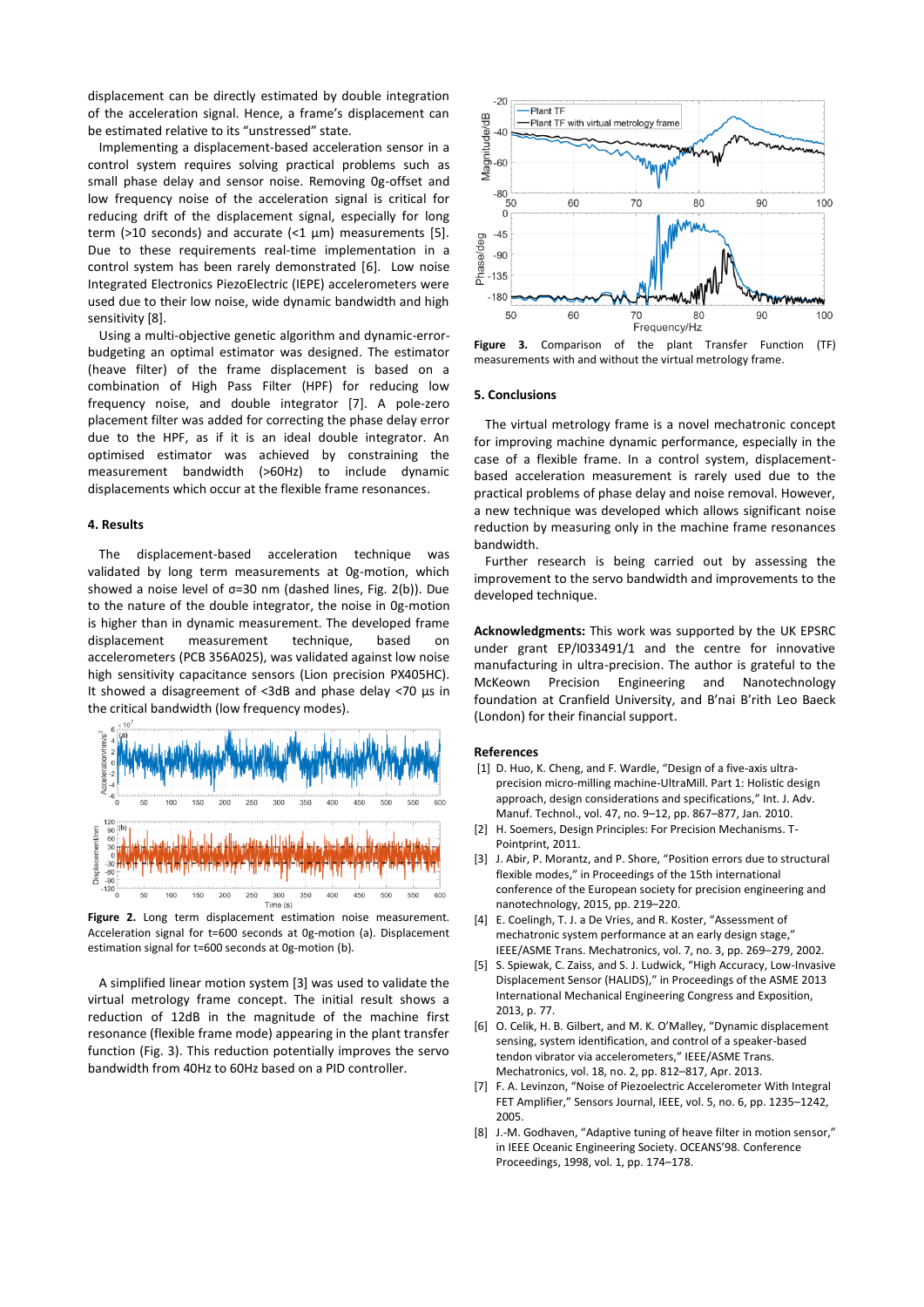displacement can be directly estimated by double integration of the acceleration signal. Hence, a frame's displacement can be estimated relative to its "unstressed" state.

Implementing a displacement-based acceleration sensor in a control system requires solving practical problems such as small phase delay and sensor noise. Removing 0g-offset and low frequency noise of the acceleration signal is critical for reducing drift of the displacement signal, especially for long term (>10 seconds) and accurate (<1 µm) measurements [5]. Due to these requirements real-time implementation in a control system has been rarely demonstrated [6]. Low noise Integrated Electronics PiezoElectric (IEPE) accelerometers were used due to their low noise, wide dynamic bandwidth and high sensitivity [8].

Using a multi-objective genetic algorithm and dynamic-error-budgeting an optimal estimator was designed. The estimator (heave filter) of the frame displacement is based on a combination of High Pass Filter (HPF) for reducing low frequency noise, and double integrator [7]. A pole-zero placement filter was added for correcting the phase delay error due to the HPF, as if it is an ideal double integrator. An optimised estimator was achieved by constraining the measurement bandwidth (>60Hz) to include dynamic displacements which occur at the flexible frame resonances.

## 4. Results

The displacement-based acceleration technique was validated by long term measurements at 0g-motion, which showed a noise level of σ=30 nm (dashed lines, Fig. 2(b)). Due to the nature of the double integrator, the noise in 0g-motion is higher than in dynamic measurement. The developed frame displacement measurement technique, based on accelerometers (PCB 356A025), was validated against low noise high sensitivity capacitance sensors (Lion precision PX405HC). It showed a disagreement of <3dB and phase delay <70 µs in the critical bandwidth (low frequency modes).

Acceleration/nm/s² ×10⁷
(a)
6 4 2 0 -2 -4 -6
0 50 100 150 200 250 300 350 400 450 500 550 600

Displacement/nm
(b)
120 90 60 30 0 -30 -60 -90 -120
0 50 100 150 200 250 300 350 400 450 500 550 600
Time (s)

**Figure 2.** Long term displacement estimation noise measurement. Acceleration signal for t=600 seconds at 0g-motion (a). Displacement estimation signal for t=600 seconds at 0g-motion (b).

A simplified linear motion system [3] was used to validate the virtual metrology frame concept. The initial result shows a reduction of 12dB in the magnitude of the machine first resonance (flexible frame mode) appearing in the plant transfer function (Fig. 3). This reduction potentially improves the servo bandwidth from 40Hz to 60Hz based on a PID controller.

Plant TF
Plant TF with virtual metrology frame
Magnitude/dB
-20 -40 -60 -80
50 60 70 80 90 100

Phase/deg
0 -45 -90 -135 -180
50 60 70 80 90 100
Frequency/Hz

**Figure 3.** Comparison of the plant Transfer Function (TF) measurements with and without the virtual metrology frame.

## 5. Conclusions

The virtual metrology frame is a novel mechatronic concept for improving machine dynamic performance, especially in the case of a flexible frame. In a control system, displacement-based acceleration measurement is rarely used due to the practical problems of phase delay and noise removal. However, a new technique was developed which allows significant noise reduction by measuring only in the machine frame resonances bandwidth.

Further research is being carried out by assessing the improvement to the servo bandwidth and improvements to the developed technique.

**Acknowledgments:** This work was supported by the UK EPSRC under grant EP/I033491/1 and the centre for innovative manufacturing in ultra-precision. The author is grateful to the McKeown Precision Engineering and Nanotechnology foundation at Cranfield University, and B'nai B'rith Leo Baeck (London) for their financial support.

## References

[1] D. Huo, K. Cheng, and F. Wardle, "Design of a five-axis ultra-precision micro-milling machine-UltraMill. Part 1: Holistic design approach, design considerations and specifications," Int. J. Adv. Manuf. Technol., vol. 47, no. 9–12, pp. 867–877, Jan. 2010.

[2] H. Soemers, Design Principles: For Precision Mechanisms. T-Pointprint, 2011.

[3] J. Abir, P. Morantz, and P. Shore, "Position errors due to structural flexible modes," in Proceedings of the 15th international conference of the European society for precision engineering and nanotechnology, 2015, pp. 219–220.

[4] E. Coelingh, T. J. a De Vries, and R. Koster, "Assessment of mechatronic system performance at an early design stage," IEEE/ASME Trans. Mechatronics, vol. 7, no. 3, pp. 269–279, 2002.

[5] S. Spiewak, C. Zaiss, and S. J. Ludwick, "High Accuracy, Low-Invasive Displacement Sensor (HALIDS)," in Proceedings of the ASME 2013 International Mechanical Engineering Congress and Exposition, 2013, p. 77.

[6] O. Celik, H. B. Gilbert, and M. K. O'Malley, "Dynamic displacement sensing, system identification, and control of a speaker-based tendon vibrator via accelerometers," IEEE/ASME Trans. Mechatronics, vol. 18, no. 2, pp. 812–817, Apr. 2013.

[7] F. A. Levinzon, "Noise of Piezoelectric Accelerometer With Integral FET Amplifier," Sensors Journal, IEEE, vol. 5, no. 6, pp. 1235–1242, 2005.

[8] J.-M. Godhaven, "Adaptive tuning of heave filter in motion sensor," in IEEE Oceanic Engineering Society. OCEANS'98. Conference Proceedings, 1998, vol. 1, pp. 174–178.